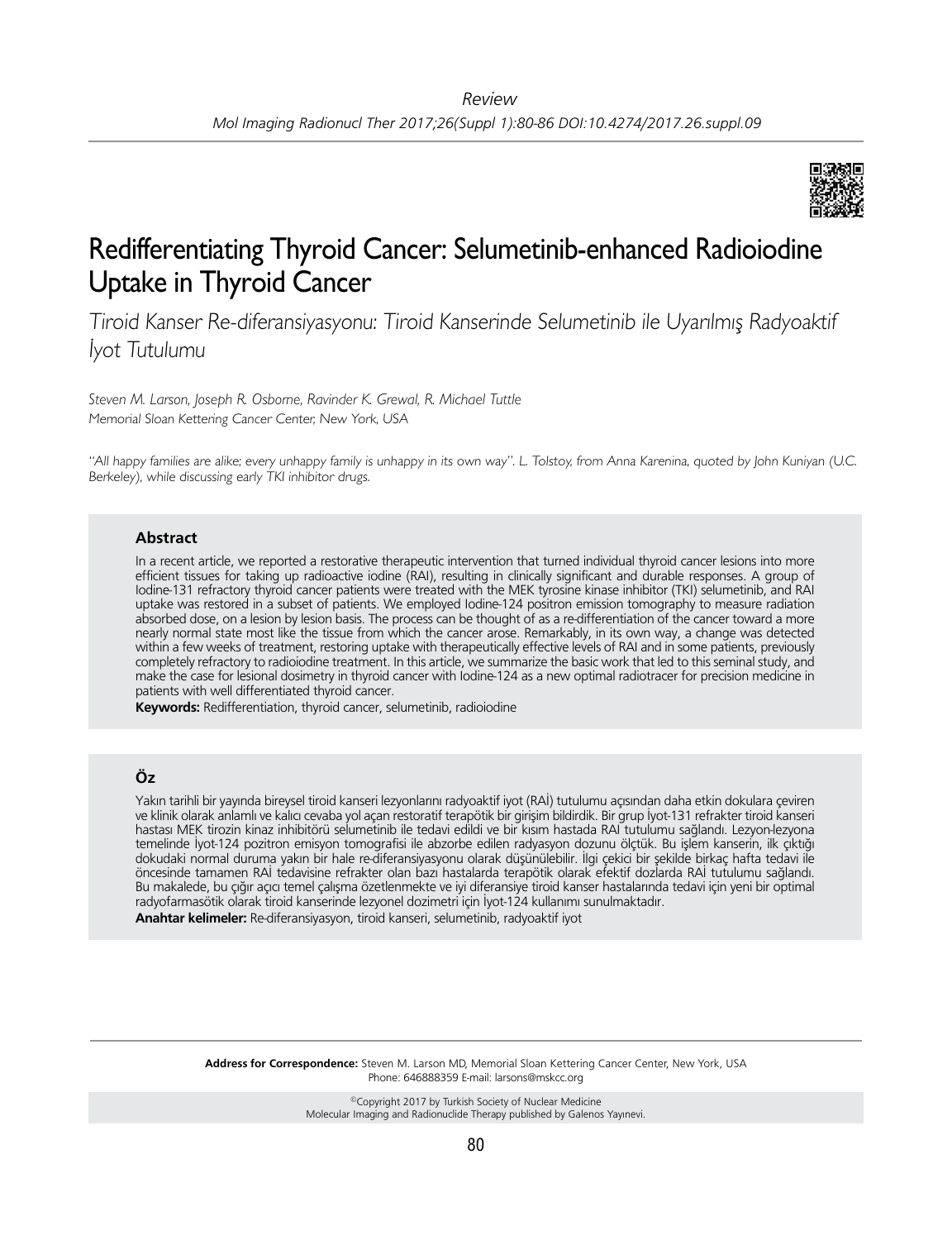Review

# Redifferentiating Thyroid Cancer: Selumetinib-enhanced Radioiodine Uptake in Thyroid Cancer

*Tiroid Kanser Re-diferansiyasyonu: Tiroid Kanserinde Selumetinib ile Uyarılmış Radyoaktif İyot Tutulumu*

*Steven M. Larson, Joseph R. Osborne, Ravinder K. Grewal, R. Michael Tuttle*
*Memorial Sloan Kettering Cancer Center, New York, USA*

*"All happy families are alike; every unhappy family is unhappy in its own way". L. Tolstoy, from Anna Karenina, quoted by John Kuniyan (U.C. Berkeley), while discussing early TKI inhibitor drugs.*

## Abstract

In a recent article, we reported a restorative therapeutic intervention that turned individual thyroid cancer lesions into more efficient tissues for taking up radioactive iodine (RAI), resulting in clinically significant and durable responses. A group of Iodine-131 refractory thyroid cancer patients were treated with the MEK tyrosine kinase inhibitor (TKI) selumetinib, and RAI uptake was restored in a subset of patients. We employed Iodine-124 positron emission tomography to measure radiation absorbed dose, on a lesion by lesion basis. The process can be thought of as a re-differentiation of the cancer toward a more nearly normal state most like the tissue from which the cancer arose. Remarkably, in its own way, a change was detected within a few weeks of treatment, restoring uptake with therapeutically effective levels of RAI and in some patients, previously completely refractory to radioiodine treatment. In this article, we summarize the basic work that led to this seminal study, and make the case for lesional dosimetry in thyroid cancer with Iodine-124 as a new optimal radiotracer for precision medicine in patients with well differentiated thyroid cancer.

**Keywords:** Redifferentiation, thyroid cancer, selumetinib, radioiodine

## Öz

Yakın tarihli bir yayında bireysel tiroid kanseri lezyonlarını radyoaktif iyot (RAİ) tutulumu açısından daha etkin dokulara çeviren ve klinik olarak anlamlı ve kalıcı cevaba yol açan restoratif terapötik bir girişim bildirdik. Bir grup İyot-131 refrakter tiroid kanseri hastası MEK tirozin kinaz inhibitörü selumetinib ile tedavi edildi ve bir kısım hastada RAI tutulumu sağlandı. Lezyon-lezyona temelinde İyot-124 pozitron emisyon tomografisi ile abzorbe edilen radyasyon dozunu ölçtük. Bu işlem kanserin, ilk çıktığı dokudaki normal duruma yakın bir hale re-diferansiyasyonu olarak düşünülebilir. İlgi çekici bir şekilde birkaç hafta tedavi ile öncesinde tamamen RAİ tedavisine refrakter olan bazı hastalarda terapötik olarak efektif dozlarda RAİ tutulumu sağlandı. Bu makalede, bu çığır açıcı temel çalışma özetlenmekte ve iyi diferansiye tiroid kanser hastalarında tedavi için yeni bir optimal radyofarmasötik olarak tiroid kanserinde lezyonel dozimetri için İyot-124 kullanımı sunulmaktadır.

**Anahtar kelimeler:** Re-diferansiyasyon, tiroid kanseri, selumetinib, radyoaktif iyot

**Address for Correspondence:** Steven M. Larson MD, Memorial Sloan Kettering Cancer Center, New York, USA
Phone: 646888359 E-mail: larsons@mskcc.org

©Copyright 2017 by Turkish Society of Nuclear Medicine
Molecular Imaging and Radionuclide Therapy published by Galenos Yayınevi.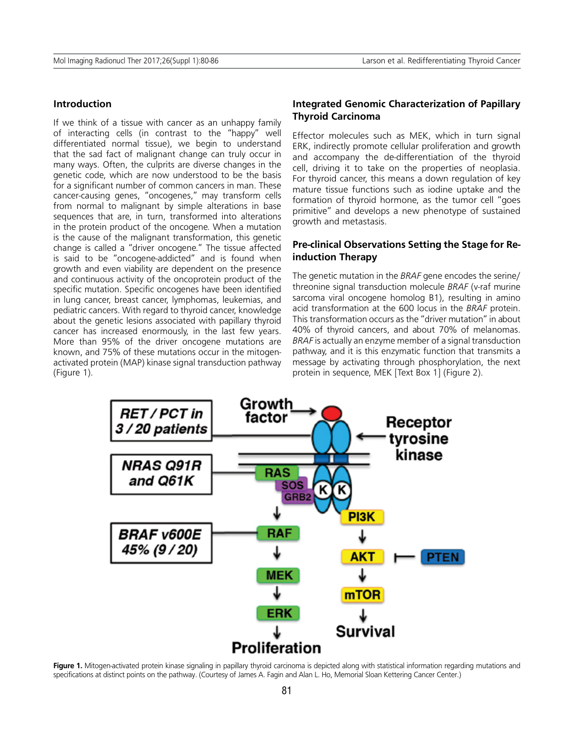## Introduction

If we think of a tissue with cancer as an unhappy family of interacting cells (in contrast to the "happy" well differentiated normal tissue), we begin to understand that the sad fact of malignant change can truly occur in many ways. Often, the culprits are diverse changes in the genetic code, which are now understood to be the basis for a significant number of common cancers in man. These cancer-causing genes, "oncogenes," may transform cells from normal to malignant by simple alterations in base sequences that are, in turn, transformed into alterations in the protein product of the oncogene. When a mutation is the cause of the malignant transformation, this genetic change is called a "driver oncogene." The tissue affected is said to be "oncogene-addicted" and is found when growth and even viability are dependent on the presence and continuous activity of the oncoprotein product of the specific mutation. Specific oncogenes have been identified in lung cancer, breast cancer, lymphomas, leukemias, and pediatric cancers. With regard to thyroid cancer, knowledge about the genetic lesions associated with papillary thyroid cancer has increased enormously, in the last few years. More than 95% of the driver oncogene mutations are known, and 75% of these mutations occur in the mitogen-activated protein (MAP) kinase signal transduction pathway (Figure 1).

## Integrated Genomic Characterization of Papillary Thyroid Carcinoma

Effector molecules such as MEK, which in turn signal ERK, indirectly promote cellular proliferation and growth and accompany the de-differentiation of the thyroid cell, driving it to take on the properties of neoplasia. For thyroid cancer, this means a down regulation of key mature tissue functions such as iodine uptake and the formation of thyroid hormone, as the tumor cell "goes primitive" and develops a new phenotype of sustained growth and metastasis.

## Pre-clinical Observations Setting the Stage for Re-induction Therapy

The genetic mutation in the *BRAF* gene encodes the serine/threonine signal transduction molecule *BRAF* (v-raf murine sarcoma viral oncogene homolog B1), resulting in amino acid transformation at the 600 locus in the *BRAF* protein. This transformation occurs as the "driver mutation" in about 40% of thyroid cancers, and about 70% of melanomas. *BRAF* is actually an enzyme member of a signal transduction pathway, and it is this enzymatic function that transmits a message by activating through phosphorylation, the next protein in sequence, MEK [Text Box 1] (Figure 2).

**Figure 1.** Mitogen-activated protein kinase signaling in papillary thyroid carcinoma is depicted along with statistical information regarding mutations and specifications at distinct points on the pathway. (Courtesy of James A. Fagin and Alan L. Ho, Memorial Sloan Kettering Cancer Center.)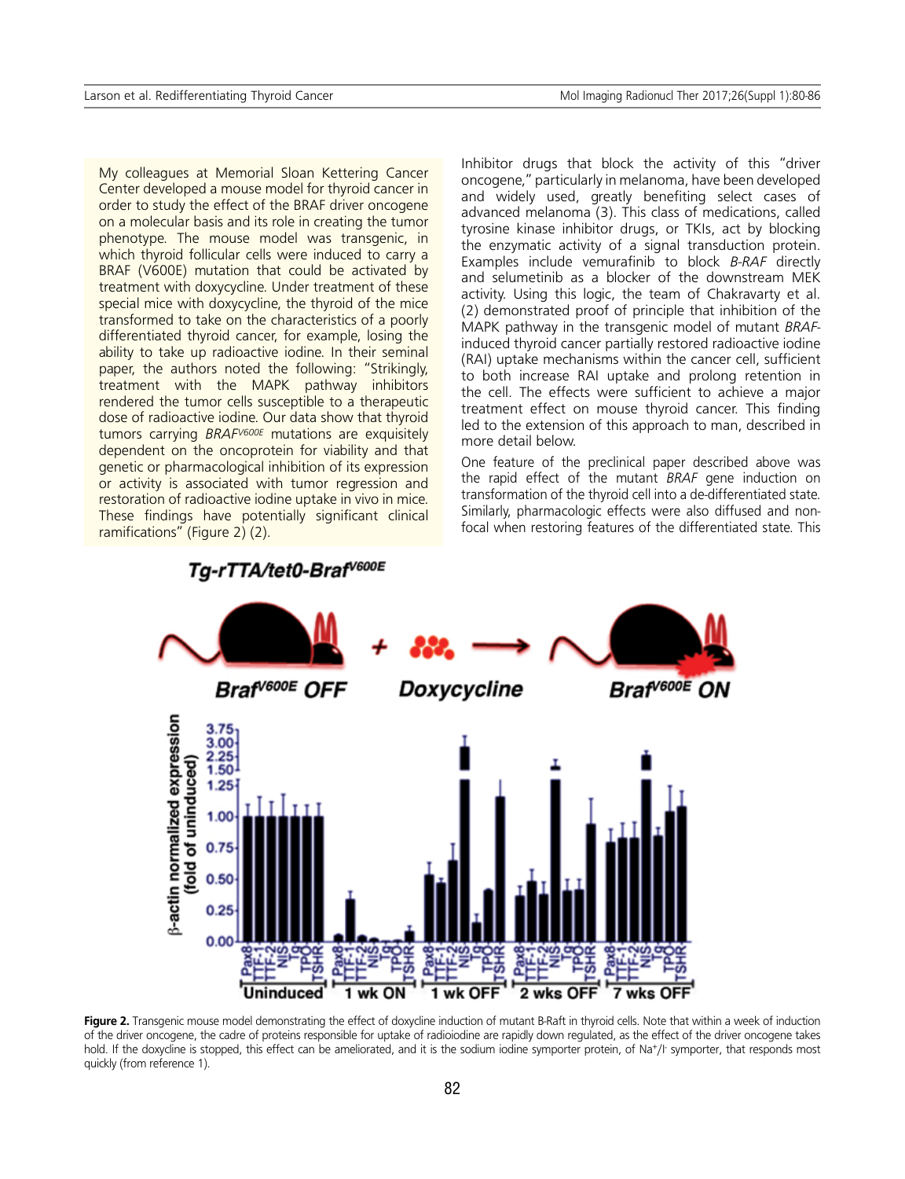My colleagues at Memorial Sloan Kettering Cancer Center developed a mouse model for thyroid cancer in order to study the effect of the BRAF driver oncogene on a molecular basis and its role in creating the tumor phenotype. The mouse model was transgenic, in which thyroid follicular cells were induced to carry a BRAF (V600E) mutation that could be activated by treatment with doxycycline. Under treatment of these special mice with doxycycline, the thyroid of the mice transformed to take on the characteristics of a poorly differentiated thyroid cancer, for example, losing the ability to take up radioactive iodine. In their seminal paper, the authors noted the following: "Strikingly, treatment with the MAPK pathway inhibitors rendered the tumor cells susceptible to a therapeutic dose of radioactive iodine. Our data show that thyroid tumors carrying *BRAF*$^{V600E}$ mutations are exquisitely dependent on the oncoprotein for viability and that genetic or pharmacological inhibition of its expression or activity is associated with tumor regression and restoration of radioactive iodine uptake in vivo in mice. These findings have potentially significant clinical ramifications" (Figure 2) (2).

Inhibitor drugs that block the activity of this "driver oncogene," particularly in melanoma, have been developed and widely used, greatly benefiting select cases of advanced melanoma (3). This class of medications, called tyrosine kinase inhibitor drugs, or TKIs, act by blocking the enzymatic activity of a signal transduction protein. Examples include vemurafinib to block *B-RAF* directly and selumetinib as a blocker of the downstream MEK activity. Using this logic, the team of Chakravarty et al. (2) demonstrated proof of principle that inhibition of the MAPK pathway in the transgenic model of mutant *BRAF*-induced thyroid cancer partially restored radioactive iodine (RAI) uptake mechanisms within the cancer cell, sufficient to both increase RAI uptake and prolong retention in the cell. The effects were sufficient to achieve a major treatment effect on mouse thyroid cancer. This finding led to the extension of this approach to man, described in more detail below.

One feature of the preclinical paper described above was the rapid effect of the mutant *BRAF* gene induction on transformation of the thyroid cell into a de-differentiated state. Similarly, pharmacologic effects were also diffused and non-focal when restoring features of the differentiated state. This

**Figure 2.** Transgenic mouse model demonstrating the effect of doxycline induction of mutant B-Raft in thyroid cells. Note that within a week of induction of the driver oncogene, the cadre of proteins responsible for uptake of radioiodine are rapidly down regulated, as the effect of the driver oncogene takes hold. If the doxycline is stopped, this effect can be ameliorated, and it is the sodium iodine symporter protein, of $Na^+/I^-$ symporter, that responds most quickly (from reference 1).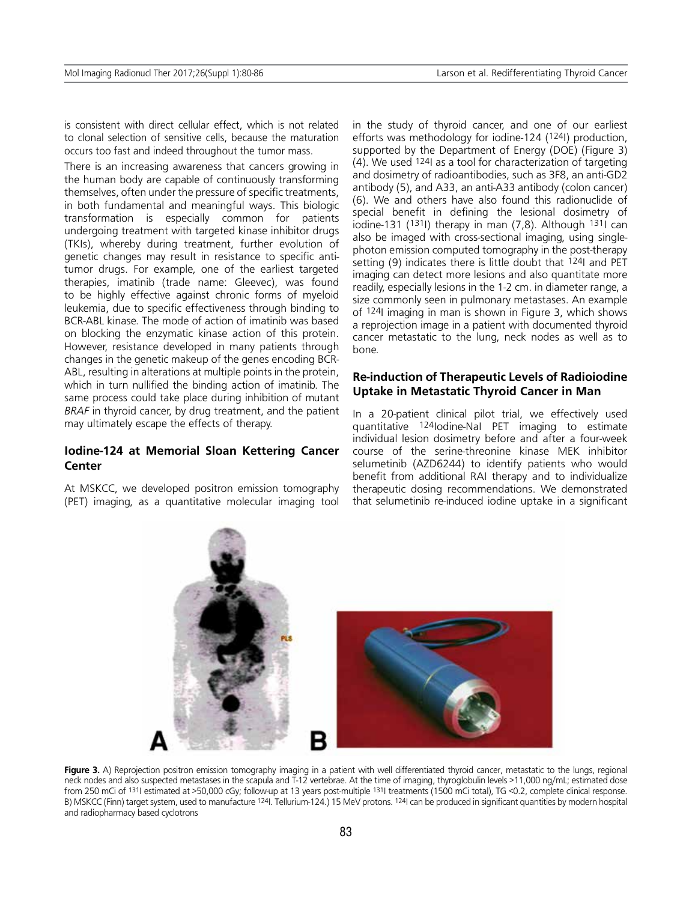is consistent with direct cellular effect, which is not related to clonal selection of sensitive cells, because the maturation occurs too fast and indeed throughout the tumor mass.

There is an increasing awareness that cancers growing in the human body are capable of continuously transforming themselves, often under the pressure of specific treatments, in both fundamental and meaningful ways. This biologic transformation is especially common for patients undergoing treatment with targeted kinase inhibitor drugs (TKIs), whereby during treatment, further evolution of genetic changes may result in resistance to specific anti-tumor drugs. For example, one of the earliest targeted therapies, imatinib (trade name: Gleevec), was found to be highly effective against chronic forms of myeloid leukemia, due to specific effectiveness through binding to BCR-ABL kinase. The mode of action of imatinib was based on blocking the enzymatic kinase action of this protein. However, resistance developed in many patients through changes in the genetic makeup of the genes encoding BCR-ABL, resulting in alterations at multiple points in the protein, which in turn nullified the binding action of imatinib. The same process could take place during inhibition of mutant *BRAF* in thyroid cancer, by drug treatment, and the patient may ultimately escape the effects of therapy.

## Iodine-124 at Memorial Sloan Kettering Cancer Center

At MSKCC, we developed positron emission tomography (PET) imaging, as a quantitative molecular imaging tool in the study of thyroid cancer, and one of our earliest efforts was methodology for iodine-124 ($^{124}$I) production, supported by the Department of Energy (DOE) (Figure 3) (4). We used $^{124}$I as a tool for characterization of targeting and dosimetry of radioantibodies, such as 3F8, an anti-GD2 antibody (5), and A33, an anti-A33 antibody (colon cancer) (6). We and others have also found this radionuclide of special benefit in defining the lesional dosimetry of iodine-131 ($^{131}$I) therapy in man (7,8). Although $^{131}$I can also be imaged with cross-sectional imaging, using single-photon emission computed tomography in the post-therapy setting (9) indicates there is little doubt that $^{124}$I and PET imaging can detect more lesions and also quantitate more readily, especially lesions in the 1-2 cm. in diameter range, a size commonly seen in pulmonary metastases. An example of $^{124}$I imaging in man is shown in Figure 3, which shows a reprojection image in a patient with documented thyroid cancer metastatic to the lung, neck nodes as well as to bone.

## Re-induction of Therapeutic Levels of Radioiodine Uptake in Metastatic Thyroid Cancer in Man

In a 20-patient clinical pilot trial, we effectively used quantitative $^{124}$Iodine-NaI PET imaging to estimate individual lesion dosimetry before and after a four-week course of the serine-threonine kinase MEK inhibitor selumetinib (AZD6244) to identify patients who would benefit from additional RAI therapy and to individualize therapeutic dosing recommendations. We demonstrated that selumetinib re-induced iodine uptake in a significant

**Figure 3.** A) Reprojection positron emission tomography imaging in a patient with well differentiated thyroid cancer, metastatic to the lungs, regional neck nodes and also suspected metastases in the scapula and T-12 vertebrae. At the time of imaging, thyroglobulin levels >11,000 ng/mL; estimated dose from 250 mCi of $^{131}$I estimated at >50,000 cGy; follow-up at 13 years post-multiple $^{131}$I treatments (1500 mCi total), TG <0.2, complete clinical response. B) MSKCC (Finn) target system, used to manufacture $^{124}$I. Tellurium-124.) 15 MeV protons. $^{124}$I can be produced in significant quantities by modern hospital and radiopharmacy based cyclotrons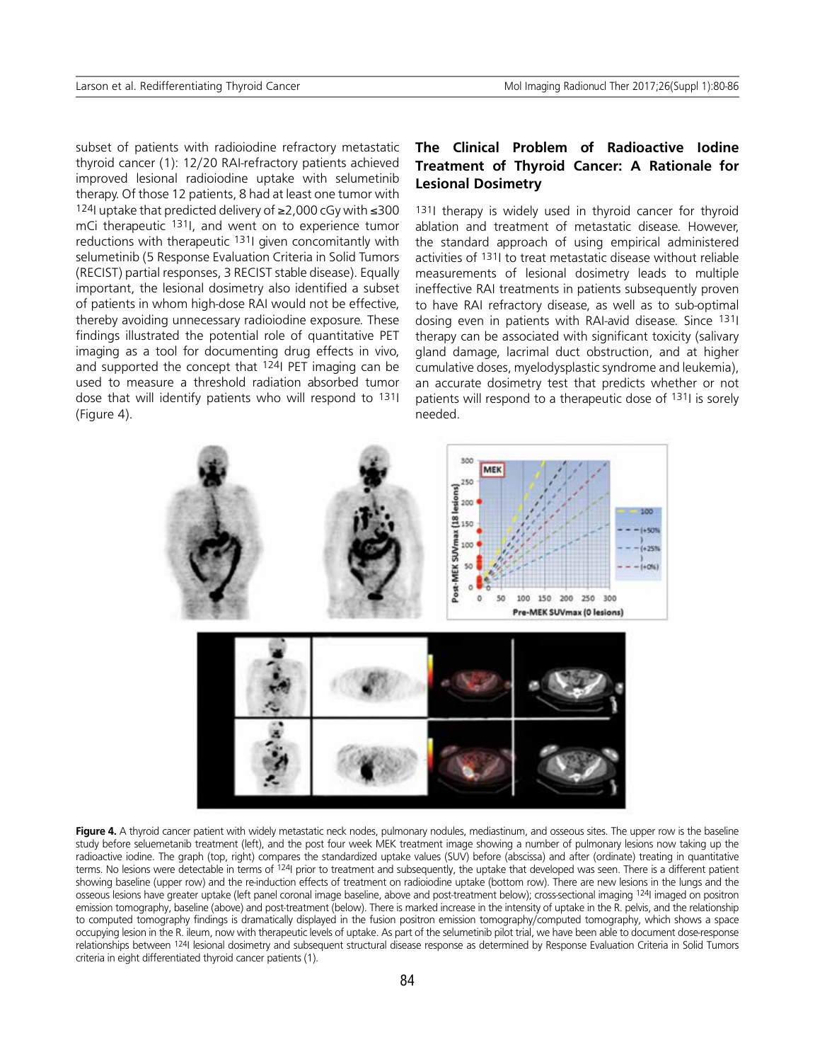subset of patients with radioiodine refractory metastatic thyroid cancer (1): 12/20 RAI-refractory patients achieved improved lesional radioiodine uptake with selumetinib therapy. Of those 12 patients, 8 had at least one tumor with $^{124}$I uptake that predicted delivery of ≥2,000 cGy with ≤300 mCi therapeutic $^{131}$I, and went on to experience tumor reductions with therapeutic $^{131}$I given concomitantly with selumetinib (5 Response Evaluation Criteria in Solid Tumors (RECIST) partial responses, 3 RECIST stable disease). Equally important, the lesional dosimetry also identified a subset of patients in whom high-dose RAI would not be effective, thereby avoiding unnecessary radioiodine exposure. These findings illustrated the potential role of quantitative PET imaging as a tool for documenting drug effects in vivo, and supported the concept that $^{124}$I PET imaging can be used to measure a threshold radiation absorbed tumor dose that will identify patients who will respond to $^{131}$I (Figure 4).

## The Clinical Problem of Radioactive Iodine Treatment of Thyroid Cancer: A Rationale for Lesional Dosimetry

$^{131}$I therapy is widely used in thyroid cancer for thyroid ablation and treatment of metastatic disease. However, the standard approach of using empirical administered activities of $^{131}$I to treat metastatic disease without reliable measurements of lesional dosimetry leads to multiple ineffective RAI treatments in patients subsequently proven to have RAI refractory disease, as well as to sub-optimal dosing even in patients with RAI-avid disease. Since $^{131}$I therapy can be associated with significant toxicity (salivary gland damage, lacrimal duct obstruction, and at higher cumulative doses, myelodysplastic syndrome and leukemia), an accurate dosimetry test that predicts whether or not patients will respond to a therapeutic dose of $^{131}$I is sorely needed.

**Figure 4.** A thyroid cancer patient with widely metastatic neck nodes, pulmonary nodules, mediastinum, and osseous sites. The upper row is the baseline study before seluemetanib treatment (left), and the post four week MEK treatment image showing a number of pulmonary lesions now taking up the radioactive iodine. The graph (top, right) compares the standardized uptake values (SUV) before (abscissa) and after (ordinate) treating in quantitative terms. No lesions were detectable in terms of $^{124}$I prior to treatment and subsequently, the uptake that developed was seen. There is a different patient showing baseline (upper row) and the re-induction effects of treatment on radioiodine uptake (bottom row). There are new lesions in the lungs and the osseous lesions have greater uptake (left panel coronal image baseline, above and post-treatment below); cross-sectional imaging $^{124}$I imaged on positron emission tomography, baseline (above) and post-treatment (below). There is marked increase in the intensity of uptake in the R. pelvis, and the relationship to computed tomography findings is dramatically displayed in the fusion positron emission tomography/computed tomography, which shows a space occupying lesion in the R. ileum, now with therapeutic levels of uptake. As part of the selumetinib pilot trial, we have been able to document dose-response relationships between $^{124}$I lesional dosimetry and subsequent structural disease response as determined by Response Evaluation Criteria in Solid Tumors criteria in eight differentiated thyroid cancer patients (1).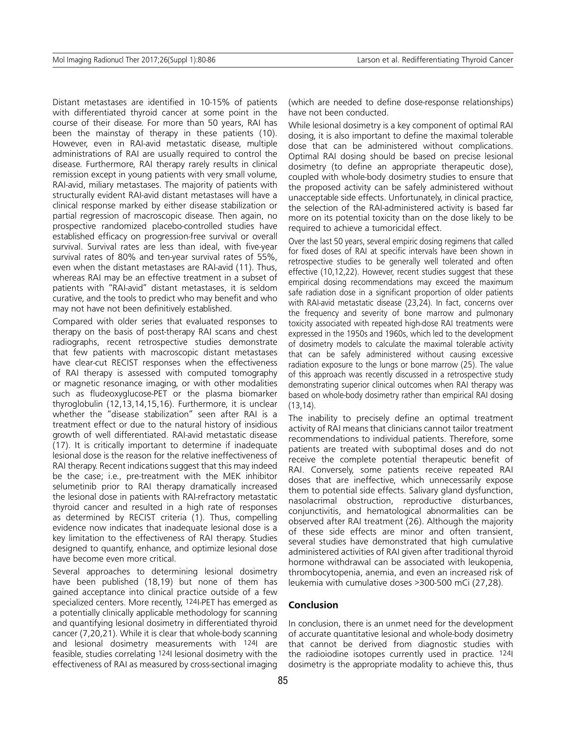Distant metastases are identified in 10-15% of patients with differentiated thyroid cancer at some point in the course of their disease. For more than 50 years, RAI has been the mainstay of therapy in these patients (10). However, even in RAI-avid metastatic disease, multiple administrations of RAI are usually required to control the disease. Furthermore, RAI therapy rarely results in clinical remission except in young patients with very small volume, RAI-avid, miliary metastases. The majority of patients with structurally evident RAI-avid distant metastases will have a clinical response marked by either disease stabilization or partial regression of macroscopic disease. Then again, no prospective randomized placebo-controlled studies have established efficacy on progression-free survival or overall survival. Survival rates are less than ideal, with five-year survival rates of 80% and ten-year survival rates of 55%, even when the distant metastases are RAI-avid (11). Thus, whereas RAI may be an effective treatment in a subset of patients with "RAI-avid" distant metastases, it is seldom curative, and the tools to predict who may benefit and who may not have not been definitively established.

Compared with older series that evaluated responses to therapy on the basis of post-therapy RAI scans and chest radiographs, recent retrospective studies demonstrate that few patients with macroscopic distant metastases have clear-cut RECIST responses when the effectiveness of RAI therapy is assessed with computed tomography or magnetic resonance imaging, or with other modalities such as fludeoxyglucose-PET or the plasma biomarker thyroglobulin (12,13,14,15,16). Furthermore, it is unclear whether the "disease stabilization" seen after RAI is a treatment effect or due to the natural history of insidious growth of well differentiated. RAI-avid metastatic disease (17). It is critically important to determine if inadequate lesional dose is the reason for the relative ineffectiveness of RAI therapy. Recent indications suggest that this may indeed be the case; i.e., pre-treatment with the MEK inhibitor selumetinib prior to RAI therapy dramatically increased the lesional dose in patients with RAI-refractory metastatic thyroid cancer and resulted in a high rate of responses as determined by RECIST criteria (1). Thus, compelling evidence now indicates that inadequate lesional dose is a key limitation to the effectiveness of RAI therapy. Studies designed to quantify, enhance, and optimize lesional dose have become even more critical.

Several approaches to determining lesional dosimetry have been published (18,19) but none of them has gained acceptance into clinical practice outside of a few specialized centers. More recently, 124I-PET has emerged as a potentially clinically applicable methodology for scanning and quantifying lesional dosimetry in differentiated thyroid cancer (7,20,21). While it is clear that whole-body scanning and lesional dosimetry measurements with 124I are feasible, studies correlating 124I lesional dosimetry with the effectiveness of RAI as measured by cross-sectional imaging (which are needed to define dose-response relationships) have not been conducted.

While lesional dosimetry is a key component of optimal RAI dosing, it is also important to define the maximal tolerable dose that can be administered without complications. Optimal RAI dosing should be based on precise lesional dosimetry (to define an appropriate therapeutic dose), coupled with whole-body dosimetry studies to ensure that the proposed activity can be safely administered without unacceptable side effects. Unfortunately, in clinical practice, the selection of the RAI-administered activity is based far more on its potential toxicity than on the dose likely to be required to achieve a tumoricidal effect.

Over the last 50 years, several empiric dosing regimens that called for fixed doses of RAI at specific intervals have been shown in retrospective studies to be generally well tolerated and often effective (10,12,22). However, recent studies suggest that these empirical dosing recommendations may exceed the maximum safe radiation dose in a significant proportion of older patients with RAI-avid metastatic disease (23,24). In fact, concerns over the frequency and severity of bone marrow and pulmonary toxicity associated with repeated high-dose RAI treatments were expressed in the 1950s and 1960s, which led to the development of dosimetry models to calculate the maximal tolerable activity that can be safely administered without causing excessive radiation exposure to the lungs or bone marrow (25). The value of this approach was recently discussed in a retrospective study demonstrating superior clinical outcomes when RAI therapy was based on whole-body dosimetry rather than empirical RAI dosing (13,14).

The inability to precisely define an optimal treatment activity of RAI means that clinicians cannot tailor treatment recommendations to individual patients. Therefore, some patients are treated with suboptimal doses and do not receive the complete potential therapeutic benefit of RAI. Conversely, some patients receive repeated RAI doses that are ineffective, which unnecessarily expose them to potential side effects. Salivary gland dysfunction, nasolacrimal obstruction, reproductive disturbances, conjunctivitis, and hematological abnormalities can be observed after RAI treatment (26). Although the majority of these side effects are minor and often transient, several studies have demonstrated that high cumulative administered activities of RAI given after traditional thyroid hormone withdrawal can be associated with leukopenia, thrombocytopenia, anemia, and even an increased risk of leukemia with cumulative doses >300-500 mCi (27,28).

## Conclusion

In conclusion, there is an unmet need for the development of accurate quantitative lesional and whole-body dosimetry that cannot be derived from diagnostic studies with the radioiodine isotopes currently used in practice. 124I dosimetry is the appropriate modality to achieve this, thus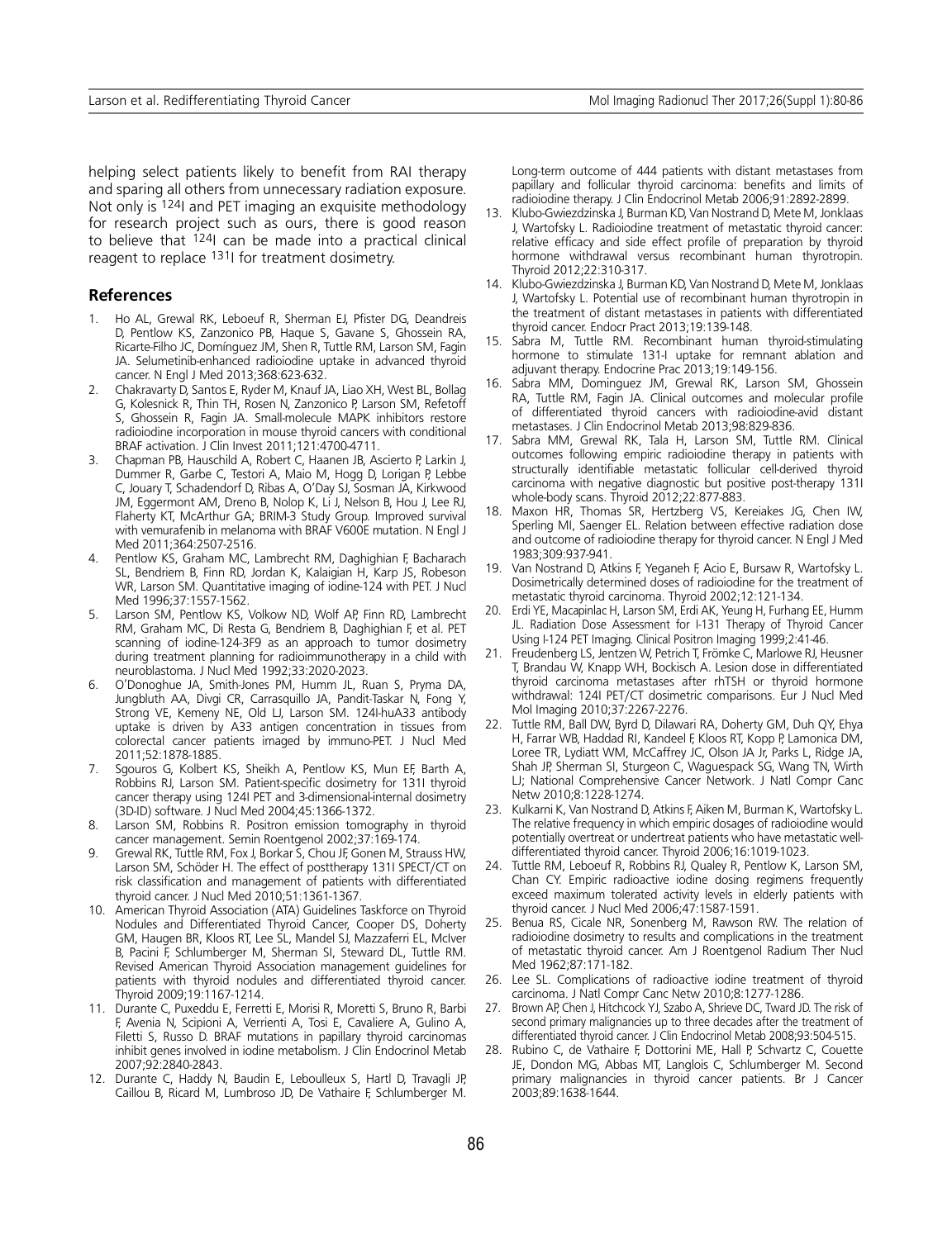helping select patients likely to benefit from RAI therapy and sparing all others from unnecessary radiation exposure. Not only is $^{124}$I and PET imaging an exquisite methodology for research project such as ours, there is good reason to believe that $^{124}$I can be made into a practical clinical reagent to replace $^{131}$I for treatment dosimetry.

## References

1. Ho AL, Grewal RK, Leboeuf R, Sherman EJ, Pfister DG, Deandreis D, Pentlow KS, Zanzonico PB, Haque S, Gavane S, Ghossein RA, Ricarte-Filho JC, Domínguez JM, Shen R, Tuttle RM, Larson SM, Fagin JA. Selumetinib-enhanced radioiodine uptake in advanced thyroid cancer. N Engl J Med 2013;368:623-632.
2. Chakravarty D, Santos E, Ryder M, Knauf JA, Liao XH, West BL, Bollag G, Kolesnick R, Thin TH, Rosen N, Zanzonico P, Larson SM, Refetoff S, Ghossein R, Fagin JA. Small-molecule MAPK inhibitors restore radioiodine incorporation in mouse thyroid cancers with conditional BRAF activation. J Clin Invest 2011;121:4700-4711.
3. Chapman PB, Hauschild A, Robert C, Haanen JB, Ascierto P, Larkin J, Dummer R, Garbe C, Testori A, Maio M, Hogg D, Lorigan P, Lebbe C, Jouary T, Schadendorf D, Ribas A, O'Day SJ, Sosman JA, Kirkwood JM, Eggermont AM, Dreno B, Nolop K, Li J, Nelson B, Hou J, Lee RJ, Flaherty KT, McArthur GA; BRIM-3 Study Group. Improved survival with vemurafenib in melanoma with BRAF V600E mutation. N Engl J Med 2011;364:2507-2516.
4. Pentlow KS, Graham MC, Lambrecht RM, Daghighian F, Bacharach SL, Bendriem B, Finn RD, Jordan K, Kalaigian H, Karp JS, Robeson WR, Larson SM. Quantitative imaging of iodine-124 with PET. J Nucl Med 1996;37:1557-1562.
5. Larson SM, Pentlow KS, Volkow ND, Wolf AP, Finn RD, Lambrecht RM, Graham MC, Di Resta G, Bendriem B, Daghighian F, et al. PET scanning of iodine-124-3F9 as an approach to tumor dosimetry during treatment planning for radioimmunotherapy in a child with neuroblastoma. J Nucl Med 1992;33:2020-2023.
6. O'Donoghue JA, Smith-Jones PM, Humm JL, Ruan S, Pryma DA, Jungbluth AA, Divgi CR, Carrasquillo JA, Pandit-Taskar N, Fong Y, Strong VE, Kemeny NE, Old LJ, Larson SM. 124I-huA33 antibody uptake is driven by A33 antigen concentration in tissues from colorectal cancer patients imaged by immuno-PET. J Nucl Med 2011;52:1878-1885.
7. Sgouros G, Kolbert KS, Sheikh A, Pentlow KS, Mun EF, Barth A, Robbins RJ, Larson SM. Patient-specific dosimetry for 131I thyroid cancer therapy using 124I PET and 3-dimensional-internal dosimetry (3D-ID) software. J Nucl Med 2004;45:1366-1372.
8. Larson SM, Robbins R. Positron emission tomography in thyroid cancer management. Semin Roentgenol 2002;37:169-174.
9. Grewal RK, Tuttle RM, Fox J, Borkar S, Chou JF, Gonen M, Strauss HW, Larson SM, Schöder H. The effect of posttherapy 131I SPECT/CT on risk classification and management of patients with differentiated thyroid cancer. J Nucl Med 2010;51:1361-1367.
10. American Thyroid Association (ATA) Guidelines Taskforce on Thyroid Nodules and Differentiated Thyroid Cancer, Cooper DS, Doherty GM, Haugen BR, Kloos RT, Lee SL, Mandel SJ, Mazzaferri EL, McIver B, Pacini F, Schlumberger M, Sherman SI, Steward DL, Tuttle RM. Revised American Thyroid Association management guidelines for patients with thyroid nodules and differentiated thyroid cancer. Thyroid 2009;19:1167-1214.
11. Durante C, Puxeddu E, Ferretti E, Morisi R, Moretti S, Bruno R, Barbi F, Avenia N, Scipioni A, Verrienti A, Tosi E, Cavaliere A, Gulino A, Filetti S, Russo D. BRAF mutations in papillary thyroid carcinomas inhibit genes involved in iodine metabolism. J Clin Endocrinol Metab 2007;92:2840-2843.
12. Durante C, Haddy N, Baudin E, Leboulleux S, Hartl D, Travagli JP, Caillou B, Ricard M, Lumbroso JD, De Vathaire F, Schlumberger M. Long-term outcome of 444 patients with distant metastases from papillary and follicular thyroid carcinoma: benefits and limits of radioiodine therapy. J Clin Endocrinol Metab 2006;91:2892-2899.
13. Klubo-Gwiezdzinska J, Burman KD, Van Nostrand D, Mete M, Jonklaas J, Wartofsky L. Radioiodine treatment of metastatic thyroid cancer: relative efficacy and side effect profile of preparation by thyroid hormone withdrawal versus recombinant human thyrotropin. Thyroid 2012;22:310-317.
14. Klubo-Gwiezdzinska J, Burman KD, Van Nostrand D, Mete M, Jonklaas J, Wartofsky L. Potential use of recombinant human thyrotropin in the treatment of distant metastases in patients with differentiated thyroid cancer. Endocr Pract 2013;19:139-148.
15. Sabra M, Tuttle RM. Recombinant human thyroid-stimulating hormone to stimulate 131-I uptake for remnant ablation and adjuvant therapy. Endocrine Prac 2013;19:149-156.
16. Sabra MM, Dominguez JM, Grewal RK, Larson SM, Ghossein RA, Tuttle RM, Fagin JA. Clinical outcomes and molecular profile of differentiated thyroid cancers with radioiodine-avid distant metastases. J Clin Endocrinol Metab 2013;98:829-836.
17. Sabra MM, Grewal RK, Tala H, Larson SM, Tuttle RM. Clinical outcomes following empiric radioiodine therapy in patients with structurally identifiable metastatic follicular cell-derived thyroid carcinoma with negative diagnostic but positive post-therapy 131I whole-body scans. Thyroid 2012;22:877-883.
18. Maxon HR, Thomas SR, Hertzberg VS, Kereiakes JG, Chen IW, Sperling MI, Saenger EL. Relation between effective radiation dose and outcome of radioiodine therapy for thyroid cancer. N Engl J Med 1983;309:937-941.
19. Van Nostrand D, Atkins F, Yeganeh F, Acio E, Bursaw R, Wartofsky L. Dosimetrically determined doses of radioiodine for the treatment of metastatic thyroid carcinoma. Thyroid 2002;12:121-134.
20. Erdi YE, Macapinlac H, Larson SM, Erdi AK, Yeung H, Furhang EE, Humm JL. Radiation Dose Assessment for I-131 Therapy of Thyroid Cancer Using I-124 PET Imaging. Clinical Positron Imaging 1999;2:41-46.
21. Freudenberg LS, Jentzen W, Petrich T, Frömke C, Marlowe RJ, Heusner T, Brandau W, Knapp WH, Bockisch A. Lesion dose in differentiated thyroid carcinoma metastases after rhTSH or thyroid hormone withdrawal: 124I PET/CT dosimetric comparisons. Eur J Nucl Med Mol Imaging 2010;37:2267-2276.
22. Tuttle RM, Ball DW, Byrd D, Dilawari RA, Doherty GM, Duh QY, Ehya H, Farrar WB, Haddad RI, Kandeel F, Kloos RT, Kopp P, Lamonica DM, Loree TR, Lydiatt WM, McCaffrey JC, Olson JA Jr, Parks L, Ridge JA, Shah JP, Sherman SI, Sturgeon C, Waguespack SG, Wang TN, Wirth LJ; National Comprehensive Cancer Network. J Natl Compr Canc Netw 2010;8:1228-1274.
23. Kulkarni K, Van Nostrand D, Atkins F, Aiken M, Burman K, Wartofsky L. The relative frequency in which empiric dosages of radioiodine would potentially overtreat or undertreat patients who have metastatic well-differentiated thyroid cancer. Thyroid 2006;16:1019-1023.
24. Tuttle RM, Leboeuf R, Robbins RJ, Qualey R, Pentlow K, Larson SM, Chan CY. Empiric radioactive iodine dosing regimens frequently exceed maximum tolerated activity levels in elderly patients with thyroid cancer. J Nucl Med 2006;47:1587-1591.
25. Benua RS, Cicale NR, Sonenberg M, Rawson RW. The relation of radioiodine dosimetry to results and complications in the treatment of metastatic thyroid cancer. Am J Roentgenol Radium Ther Nucl Med 1962;87:171-182.
26. Lee SL. Complications of radioactive iodine treatment of thyroid carcinoma. J Natl Compr Canc Netw 2010;8:1277-1286.
27. Brown AP, Chen J, Hitchcock YJ, Szabo A, Shrieve DC, Tward JD. The risk of second primary malignancies up to three decades after the treatment of differentiated thyroid cancer. J Clin Endocrinol Metab 2008;93:504-515.
28. Rubino C, de Vathaire F, Dottorini ME, Hall P, Schvartz C, Couette JE, Dondon MG, Abbas MT, Langlois C, Schlumberger M. Second primary malignancies in thyroid cancer patients. Br J Cancer 2003;89:1638-1644.